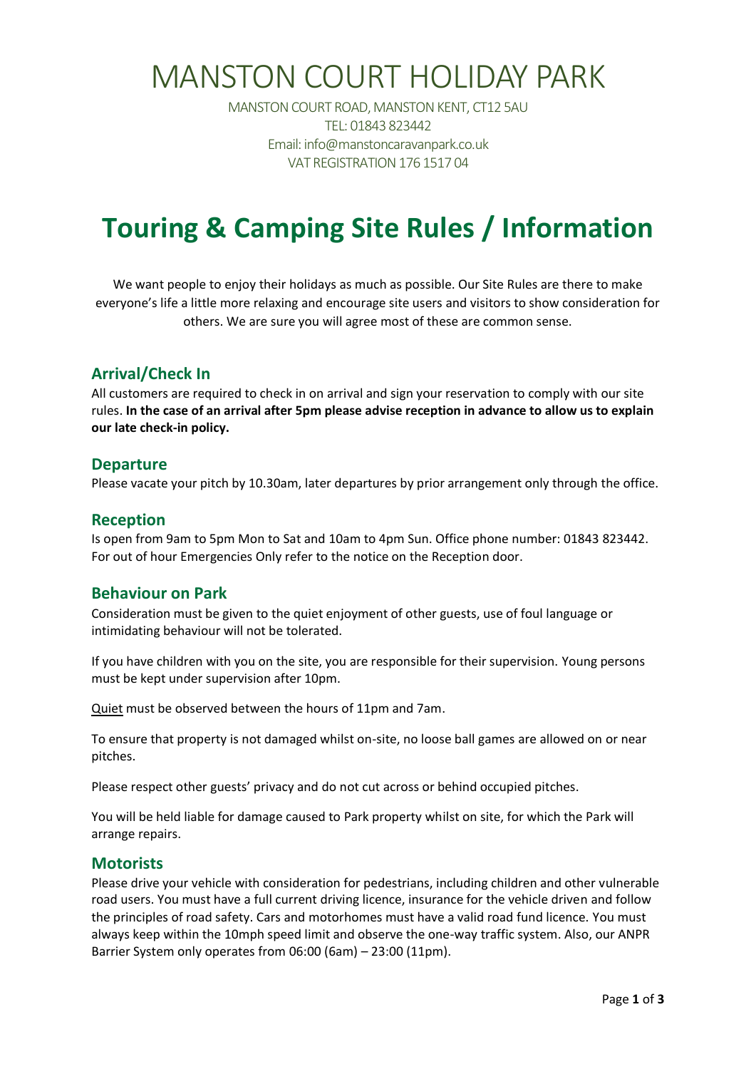# MANSTON COURT HOLIDAY PARK

MANSTON COURT ROAD, MANSTON KENT, CT12 5AU
TEL: 01843 823442
Email: info@manstoncaravanpark.co.uk
VAT REGISTRATION 176 1517 04

# Touring & Camping Site Rules / Information

We want people to enjoy their holidays as much as possible. Our Site Rules are there to make everyone's life a little more relaxing and encourage site users and visitors to show consideration for others. We are sure you will agree most of these are common sense.

## Arrival/Check In

All customers are required to check in on arrival and sign your reservation to comply with our site rules. **In the case of an arrival after 5pm please advise reception in advance to allow us to explain our late check-in policy.**

## Departure

Please vacate your pitch by 10.30am, later departures by prior arrangement only through the office.

## Reception

Is open from 9am to 5pm Mon to Sat and 10am to 4pm Sun. Office phone number: 01843 823442. For out of hour Emergencies Only refer to the notice on the Reception door.

## Behaviour on Park

Consideration must be given to the quiet enjoyment of other guests, use of foul language or intimidating behaviour will not be tolerated.

If you have children with you on the site, you are responsible for their supervision. Young persons must be kept under supervision after 10pm.

<u>Quiet</u> must be observed between the hours of 11pm and 7am.

To ensure that property is not damaged whilst on-site, no loose ball games are allowed on or near pitches.

Please respect other guests' privacy and do not cut across or behind occupied pitches.

You will be held liable for damage caused to Park property whilst on site, for which the Park will arrange repairs.

## Motorists

Please drive your vehicle with consideration for pedestrians, including children and other vulnerable road users. You must have a full current driving licence, insurance for the vehicle driven and follow the principles of road safety. Cars and motorhomes must have a valid road fund licence. You must always keep within the 10mph speed limit and observe the one-way traffic system. Also, our ANPR Barrier System only operates from 06:00 (6am) – 23:00 (11pm).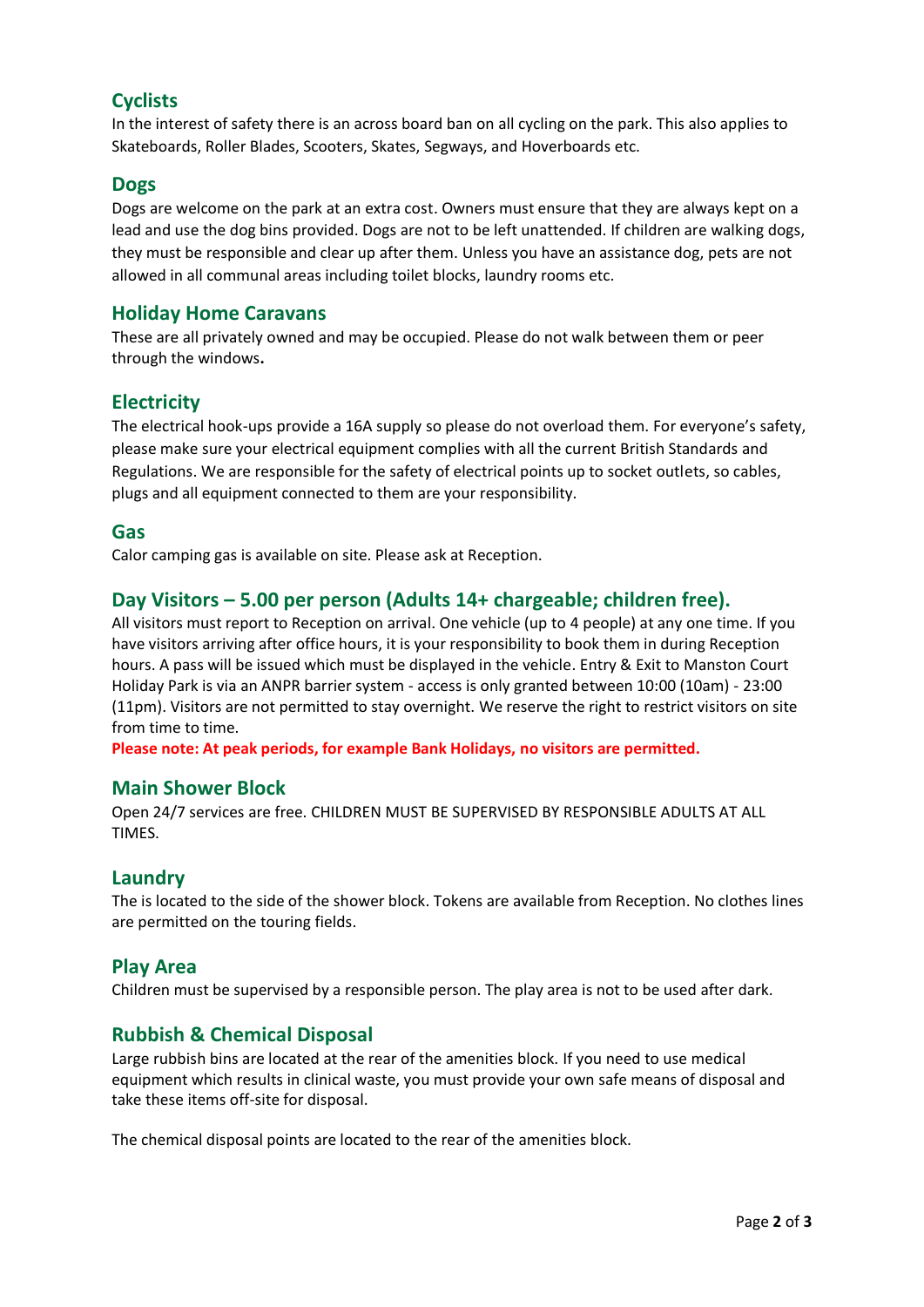## Cyclists

In the interest of safety there is an across board ban on all cycling on the park. This also applies to Skateboards, Roller Blades, Scooters, Skates, Segways, and Hoverboards etc.

## Dogs

Dogs are welcome on the park at an extra cost. Owners must ensure that they are always kept on a lead and use the dog bins provided. Dogs are not to be left unattended. If children are walking dogs, they must be responsible and clear up after them. Unless you have an assistance dog, pets are not allowed in all communal areas including toilet blocks, laundry rooms etc.

## Holiday Home Caravans

These are all privately owned and may be occupied. Please do not walk between them or peer through the windows**.**

## Electricity

The electrical hook-ups provide a 16A supply so please do not overload them. For everyone's safety, please make sure your electrical equipment complies with all the current British Standards and Regulations. We are responsible for the safety of electrical points up to socket outlets, so cables, plugs and all equipment connected to them are your responsibility.

## Gas

Calor camping gas is available on site. Please ask at Reception.

## Day Visitors – 5.00 per person (Adults 14+ chargeable; children free).

All visitors must report to Reception on arrival. One vehicle (up to 4 people) at any one time. If you have visitors arriving after office hours, it is your responsibility to book them in during Reception hours. A pass will be issued which must be displayed in the vehicle. Entry & Exit to Manston Court Holiday Park is via an ANPR barrier system - access is only granted between 10:00 (10am) - 23:00 (11pm). Visitors are not permitted to stay overnight. We reserve the right to restrict visitors on site from time to time.

**Please note: At peak periods, for example Bank Holidays, no visitors are permitted.**

## Main Shower Block

Open 24/7 services are free. CHILDREN MUST BE SUPERVISED BY RESPONSIBLE ADULTS AT ALL TIMES.

## Laundry

The is located to the side of the shower block. Tokens are available from Reception. No clothes lines are permitted on the touring fields.

## Play Area

Children must be supervised by a responsible person. The play area is not to be used after dark.

## Rubbish & Chemical Disposal

Large rubbish bins are located at the rear of the amenities block. If you need to use medical equipment which results in clinical waste, you must provide your own safe means of disposal and take these items off-site for disposal.

The chemical disposal points are located to the rear of the amenities block.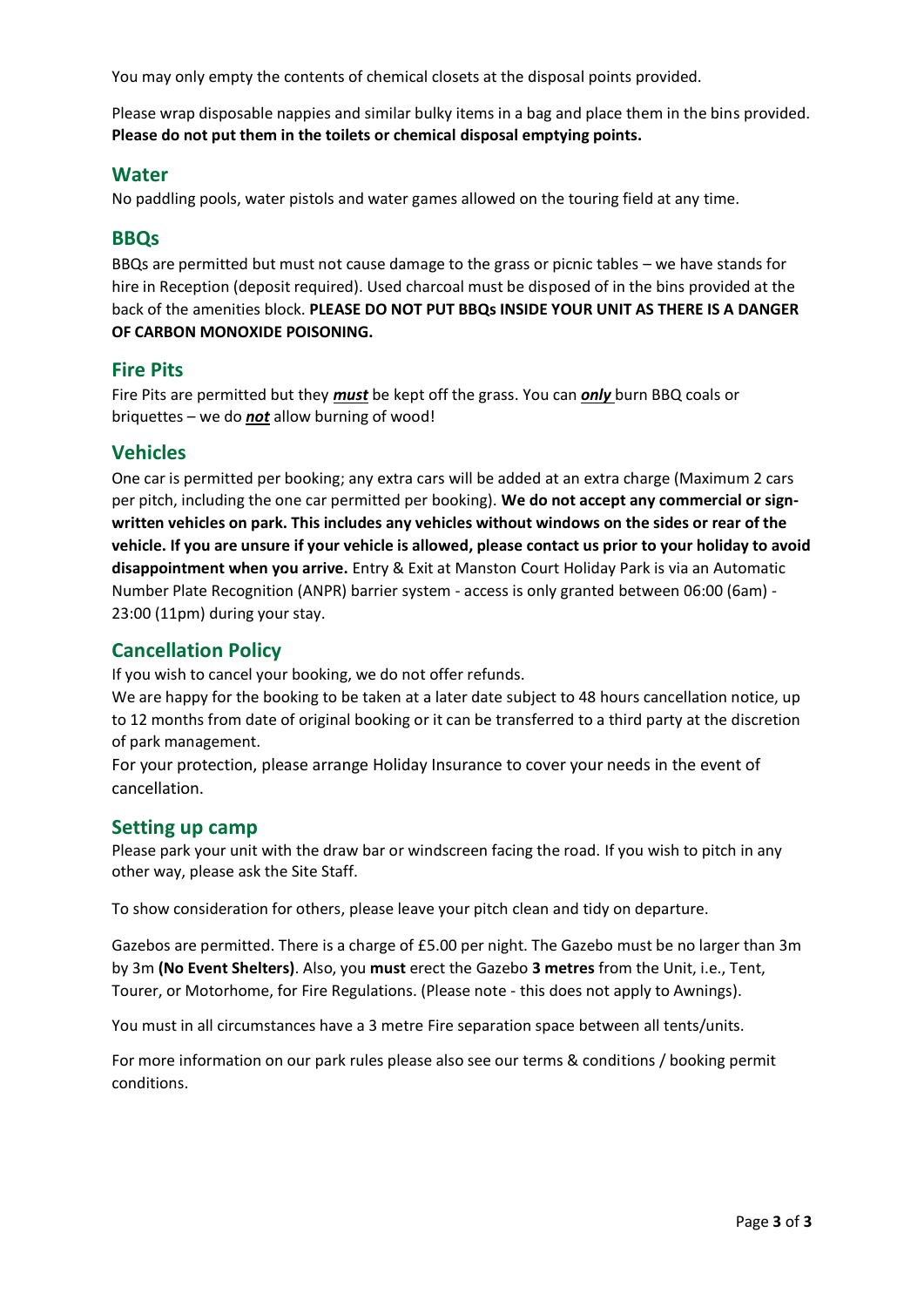You may only empty the contents of chemical closets at the disposal points provided.

Please wrap disposable nappies and similar bulky items in a bag and place them in the bins provided. **Please do not put them in the toilets or chemical disposal emptying points.**

## Water

No paddling pools, water pistols and water games allowed on the touring field at any time.

## BBQs

BBQs are permitted but must not cause damage to the grass or picnic tables – we have stands for hire in Reception (deposit required). Used charcoal must be disposed of in the bins provided at the back of the amenities block. **PLEASE DO NOT PUT BBQs INSIDE YOUR UNIT AS THERE IS A DANGER OF CARBON MONOXIDE POISONING.**

## Fire Pits

Fire Pits are permitted but they ***must*** be kept off the grass. You can ***only*** burn BBQ coals or briquettes – we do ***not*** allow burning of wood!

## Vehicles

One car is permitted per booking; any extra cars will be added at an extra charge (Maximum 2 cars per pitch, including the one car permitted per booking). **We do not accept any commercial or sign-written vehicles on park. This includes any vehicles without windows on the sides or rear of the vehicle. If you are unsure if your vehicle is allowed, please contact us prior to your holiday to avoid disappointment when you arrive.** Entry & Exit at Manston Court Holiday Park is via an Automatic Number Plate Recognition (ANPR) barrier system - access is only granted between 06:00 (6am) - 23:00 (11pm) during your stay.

## Cancellation Policy

If you wish to cancel your booking, we do not offer refunds.

We are happy for the booking to be taken at a later date subject to 48 hours cancellation notice, up to 12 months from date of original booking or it can be transferred to a third party at the discretion of park management.

For your protection, please arrange Holiday Insurance to cover your needs in the event of cancellation.

## Setting up camp

Please park your unit with the draw bar or windscreen facing the road. If you wish to pitch in any other way, please ask the Site Staff.

To show consideration for others, please leave your pitch clean and tidy on departure.

Gazebos are permitted. There is a charge of £5.00 per night. The Gazebo must be no larger than 3m by 3m **(No Event Shelters)**. Also, you **must** erect the Gazebo **3 metres** from the Unit, i.e., Tent, Tourer, or Motorhome, for Fire Regulations. (Please note - this does not apply to Awnings).

You must in all circumstances have a 3 metre Fire separation space between all tents/units.

For more information on our park rules please also see our terms & conditions / booking permit conditions.